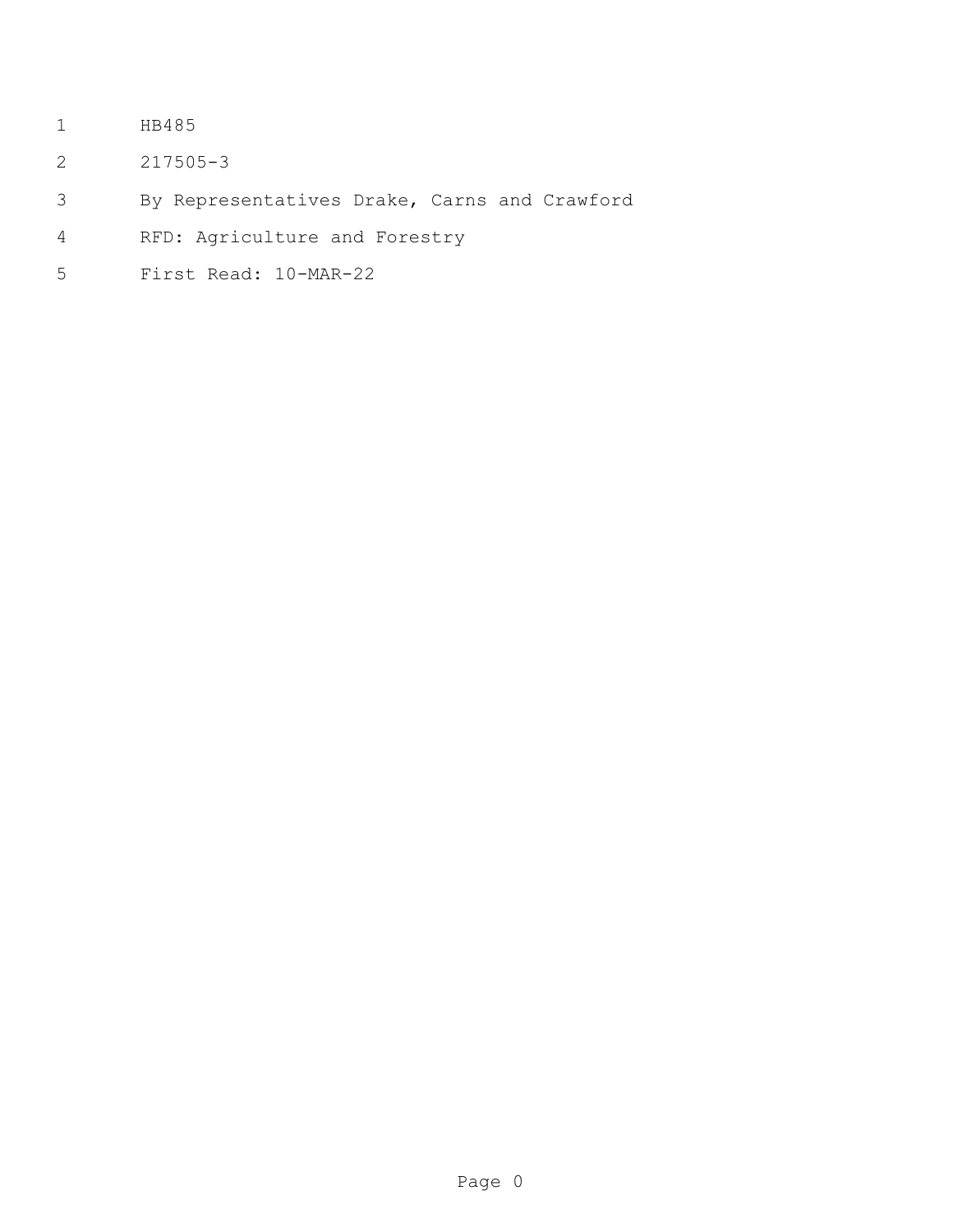HB485

217505-3

By Representatives Drake, Carns and Crawford

RFD: Agriculture and Forestry

First Read: 10-MAR-22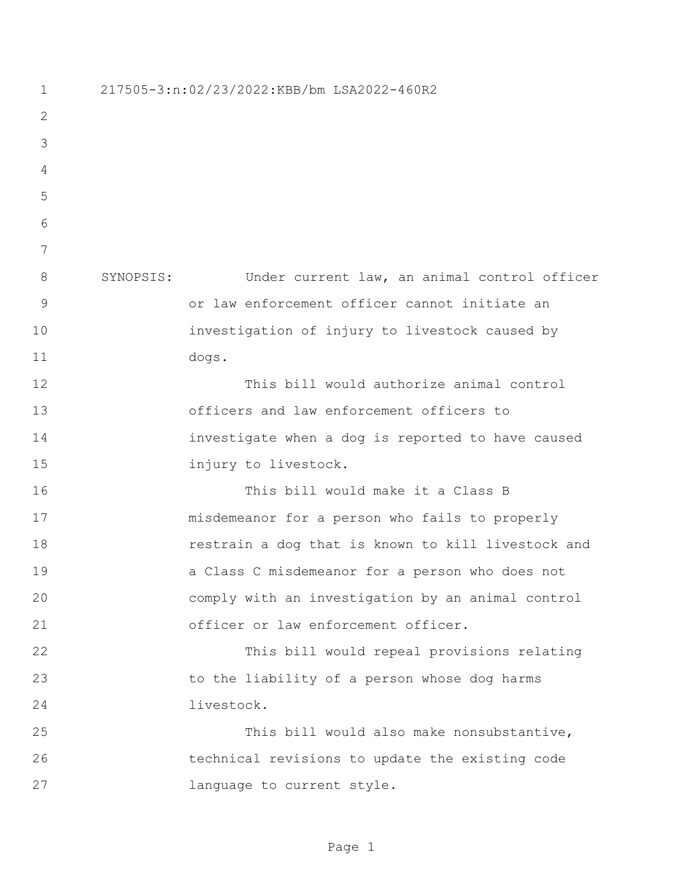217505-3:n:02/23/2022:KBB/bm LSA2022-460R2

SYNOPSIS: Under current law, an animal control officer or law enforcement officer cannot initiate an investigation of injury to livestock caused by dogs.

This bill would authorize animal control officers and law enforcement officers to investigate when a dog is reported to have caused injury to livestock.

This bill would make it a Class B misdemeanor for a person who fails to properly restrain a dog that is known to kill livestock and a Class C misdemeanor for a person who does not comply with an investigation by an animal control officer or law enforcement officer.

This bill would repeal provisions relating to the liability of a person whose dog harms livestock.

This bill would also make nonsubstantive, technical revisions to update the existing code language to current style.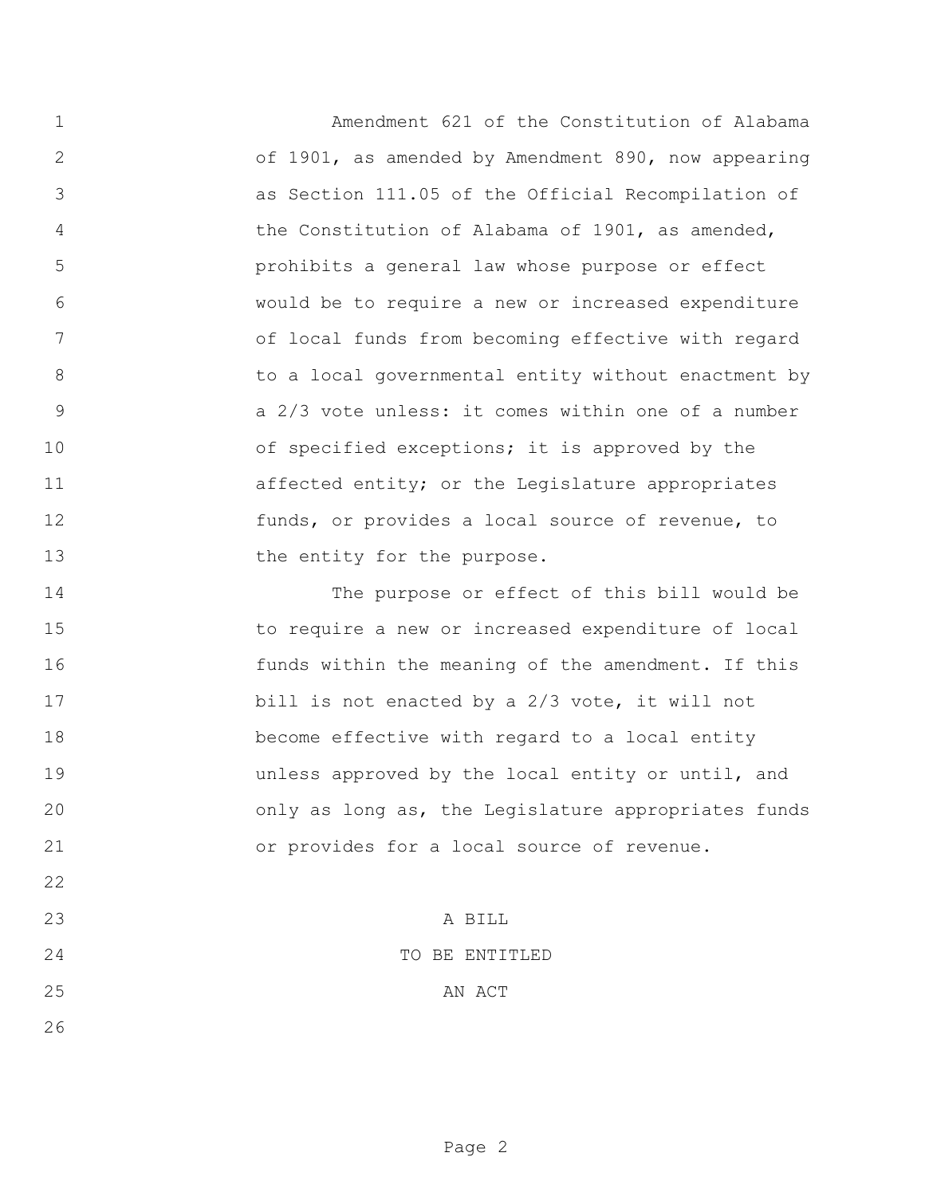Amendment 621 of the Constitution of Alabama of 1901, as amended by Amendment 890, now appearing as Section 111.05 of the Official Recompilation of the Constitution of Alabama of 1901, as amended, prohibits a general law whose purpose or effect would be to require a new or increased expenditure of local funds from becoming effective with regard to a local governmental entity without enactment by a 2/3 vote unless: it comes within one of a number of specified exceptions; it is approved by the affected entity; or the Legislature appropriates funds, or provides a local source of revenue, to the entity for the purpose.

The purpose or effect of this bill would be to require a new or increased expenditure of local funds within the meaning of the amendment. If this bill is not enacted by a 2/3 vote, it will not become effective with regard to a local entity unless approved by the local entity or until, and only as long as, the Legislature appropriates funds or provides for a local source of revenue.

A BILL

TO BE ENTITLED

AN ACT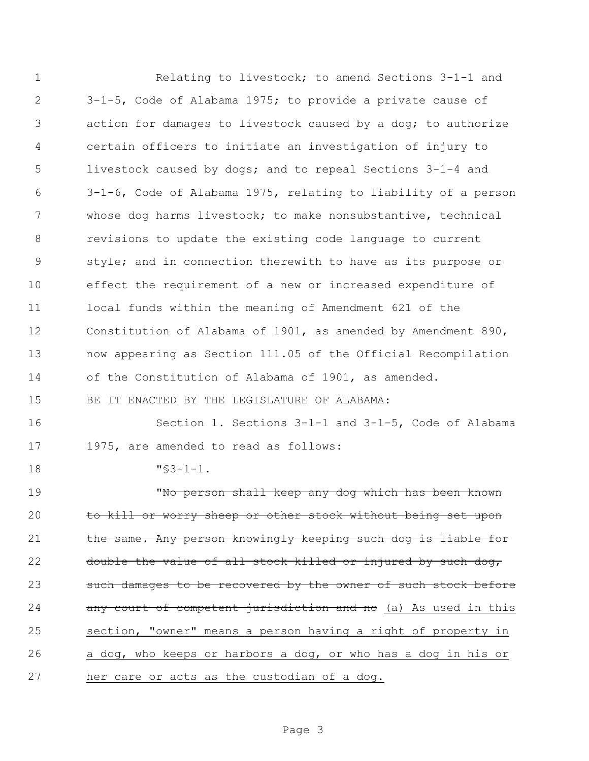Relating to livestock; to amend Sections 3-1-1 and 3-1-5, Code of Alabama 1975; to provide a private cause of action for damages to livestock caused by a dog; to authorize certain officers to initiate an investigation of injury to livestock caused by dogs; and to repeal Sections 3-1-4 and 3-1-6, Code of Alabama 1975, relating to liability of a person whose dog harms livestock; to make nonsubstantive, technical revisions to update the existing code language to current style; and in connection therewith to have as its purpose or effect the requirement of a new or increased expenditure of local funds within the meaning of Amendment 621 of the Constitution of Alabama of 1901, as amended by Amendment 890, now appearing as Section 111.05 of the Official Recompilation of the Constitution of Alabama of 1901, as amended.

BE IT ENACTED BY THE LEGISLATURE OF ALABAMA:

Section 1. Sections 3-1-1 and 3-1-5, Code of Alabama 1975, are amended to read as follows:

"§3-1-1.

"~~No person shall keep any dog which has been known to kill or worry sheep or other stock without being set upon the same. Any person knowingly keeping such dog is liable for double the value of all stock killed or injured by such dog, such damages to be recovered by the owner of such stock before any court of competent jurisdiction and no~~ <u>(a) As used in this section, "owner" means a person having a right of property in a dog, who keeps or harbors a dog, or who has a dog in his or her care or acts as the custodian of a dog.</u>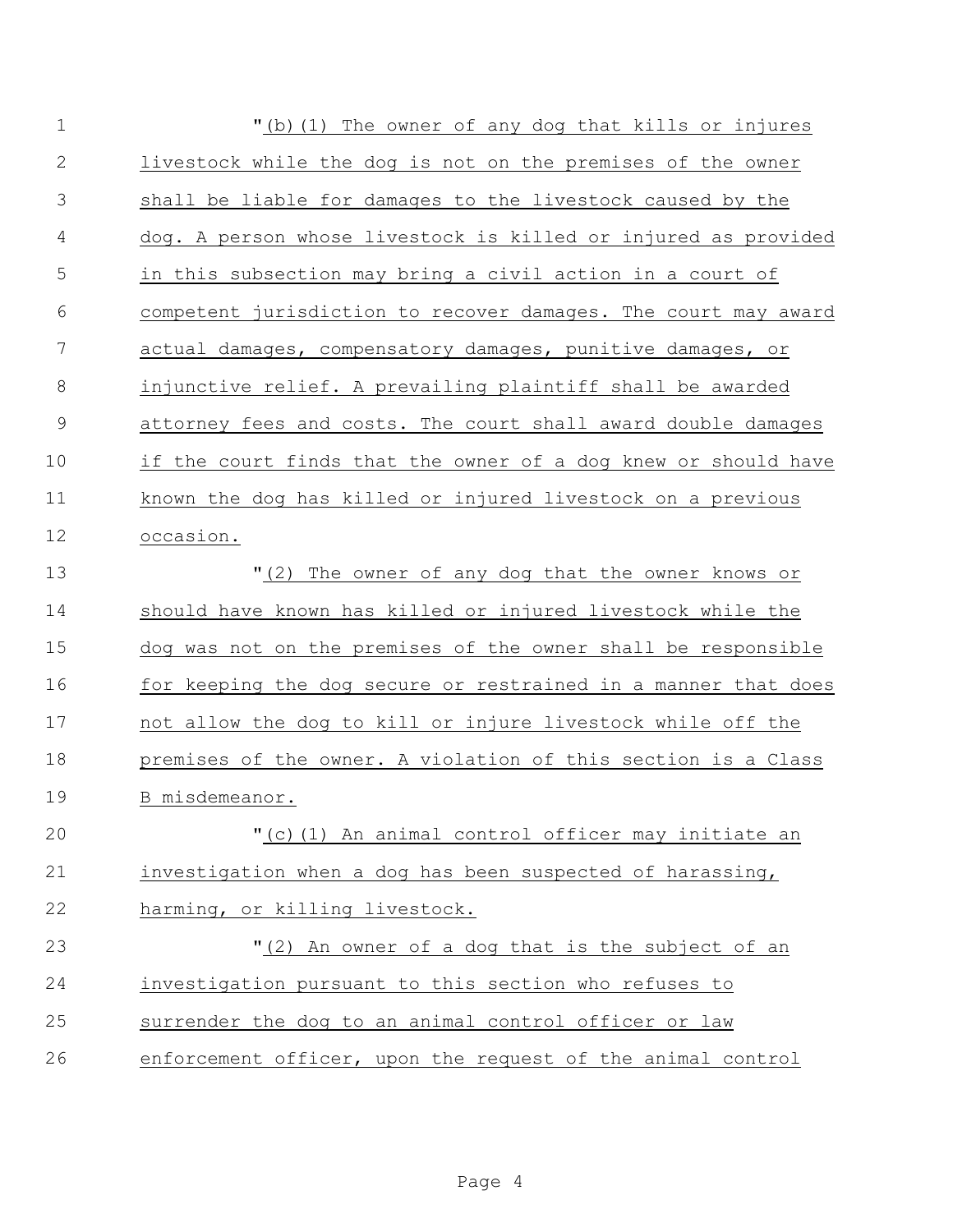"(b)(1) The owner of any dog that kills or injures livestock while the dog is not on the premises of the owner shall be liable for damages to the livestock caused by the dog. A person whose livestock is killed or injured as provided in this subsection may bring a civil action in a court of competent jurisdiction to recover damages. The court may award actual damages, compensatory damages, punitive damages, or injunctive relief. A prevailing plaintiff shall be awarded attorney fees and costs. The court shall award double damages if the court finds that the owner of a dog knew or should have known the dog has killed or injured livestock on a previous occasion.

"(2) The owner of any dog that the owner knows or should have known has killed or injured livestock while the dog was not on the premises of the owner shall be responsible for keeping the dog secure or restrained in a manner that does not allow the dog to kill or injure livestock while off the premises of the owner. A violation of this section is a Class B misdemeanor.

"(c)(1) An animal control officer may initiate an investigation when a dog has been suspected of harassing, harming, or killing livestock.

"(2) An owner of a dog that is the subject of an investigation pursuant to this section who refuses to surrender the dog to an animal control officer or law enforcement officer, upon the request of the animal control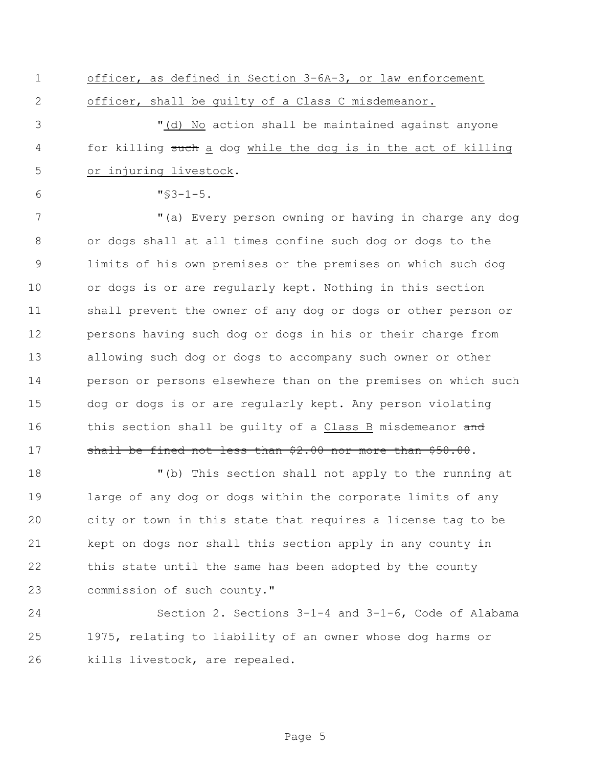officer, as defined in Section 3-6A-3, or law enforcement officer, shall be guilty of a Class C misdemeanor.

"(d) No action shall be maintained against anyone for killing ~~such~~ a dog while the dog is in the act of killing or injuring livestock.

"§3-1-5.

"(a) Every person owning or having in charge any dog or dogs shall at all times confine such dog or dogs to the limits of his own premises or the premises on which such dog or dogs is or are regularly kept. Nothing in this section shall prevent the owner of any dog or dogs or other person or persons having such dog or dogs in his or their charge from allowing such dog or dogs to accompany such owner or other person or persons elsewhere than on the premises on which such dog or dogs is or are regularly kept. Any person violating this section shall be guilty of a Class B misdemeanor ~~and shall be fined not less than $2.00 nor more than $50.00~~.

"(b) This section shall not apply to the running at large of any dog or dogs within the corporate limits of any city or town in this state that requires a license tag to be kept on dogs nor shall this section apply in any county in this state until the same has been adopted by the county commission of such county."

Section 2. Sections 3-1-4 and 3-1-6, Code of Alabama 1975, relating to liability of an owner whose dog harms or kills livestock, are repealed.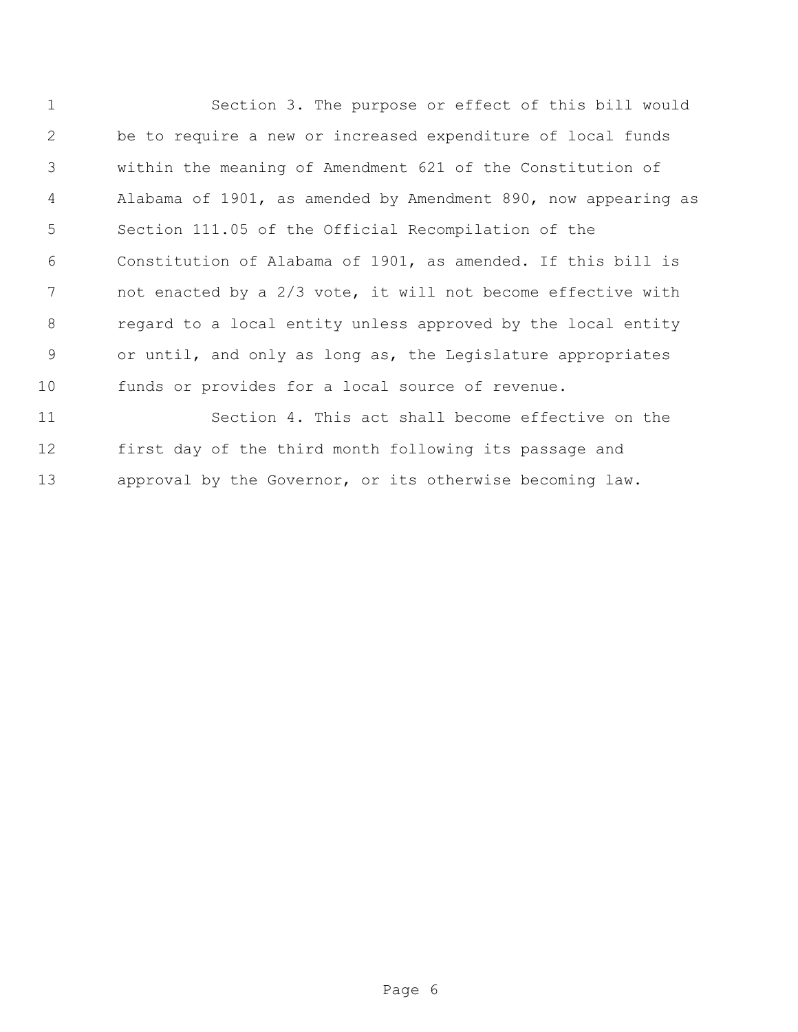Section 3. The purpose or effect of this bill would be to require a new or increased expenditure of local funds within the meaning of Amendment 621 of the Constitution of Alabama of 1901, as amended by Amendment 890, now appearing as Section 111.05 of the Official Recompilation of the Constitution of Alabama of 1901, as amended. If this bill is not enacted by a 2/3 vote, it will not become effective with regard to a local entity unless approved by the local entity or until, and only as long as, the Legislature appropriates funds or provides for a local source of revenue.

Section 4. This act shall become effective on the first day of the third month following its passage and approval by the Governor, or its otherwise becoming law.